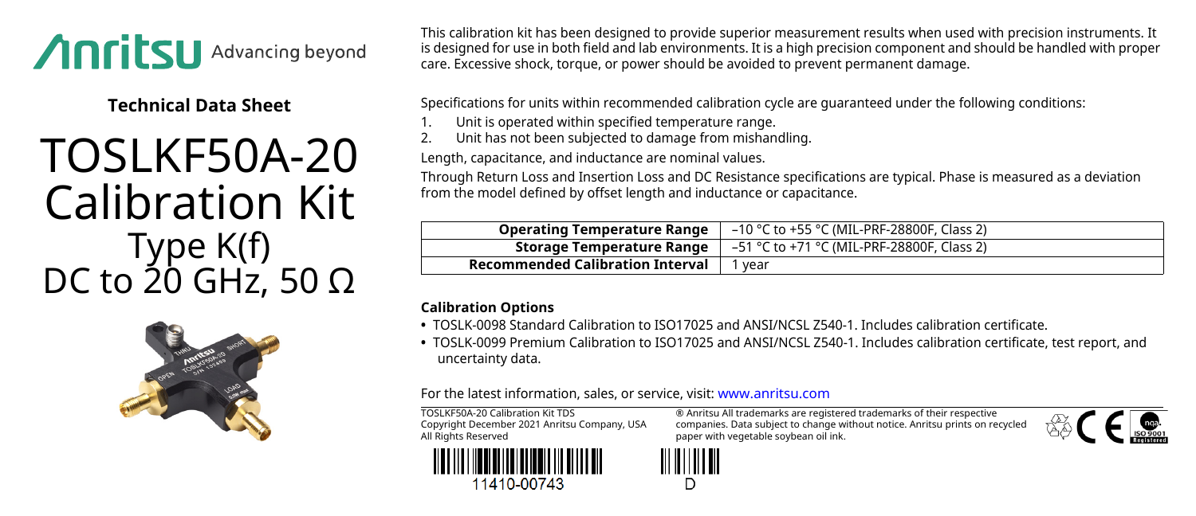Anritsu Advancing beyond

**Technical Data Sheet**

# TOSLKF50A-20 Calibration Kit

## Type K(f) DC to 20 GHz, 50 Ω

This calibration kit has been designed to provide superior measurement results when used with precision instruments. It is designed for use in both field and lab environments. It is a high precision component and should be handled with proper care. Excessive shock, torque, or power should be avoided to prevent permanent damage.

Specifications for units within recommended calibration cycle are guaranteed under the following conditions:

1. Unit is operated within specified temperature range.
2. Unit has not been subjected to damage from mishandling.

Length, capacitance, and inductance are nominal values.

Through Return Loss and Insertion Loss and DC Resistance specifications are typical. Phase is measured as a deviation from the model defined by offset length and inductance or capacitance.

| | |
|---|---|
| **Operating Temperature Range** | –10 °C to +55 °C (MIL-PRF-28800F, Class 2) |
| **Storage Temperature Range** | –51 °C to +71 °C (MIL-PRF-28800F, Class 2) |
| **Recommended Calibration Interval** | 1 year |

### Calibration Options

- TOSLK-0098 Standard Calibration to ISO17025 and ANSI/NCSL Z540-1. Includes calibration certificate.
- TOSLK-0099 Premium Calibration to ISO17025 and ANSI/NCSL Z540-1. Includes calibration certificate, test report, and uncertainty data.

For the latest information, sales, or service, visit: www.anritsu.com

TOSLKF50A-20 Calibration Kit TDS
Copyright December 2021 Anritsu Company, USA
All Rights Reserved

® Anritsu All trademarks are registered trademarks of their respective companies. Data subject to change without notice. Anritsu prints on recycled paper with vegetable soybean oil ink.

11410-00743

D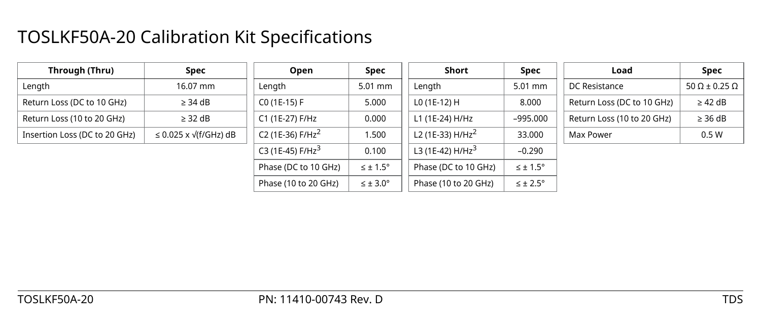# TOSLKF50A-20 Calibration Kit Specifications

| Through (Thru) | Spec |
| --- | --- |
| Length | 16.07 mm |
| Return Loss (DC to 10 GHz) | ≥ 34 dB |
| Return Loss (10 to 20 GHz) | ≥ 32 dB |
| Insertion Loss (DC to 20 GHz) | ≤ 0.025 x √(f/GHz) dB |

| Open | Spec |
| --- | --- |
| Length | 5.01 mm |
| C0 (1E-15) F | 5.000 |
| C1 (1E-27) F/Hz | 0.000 |
| C2 (1E-36) F/Hz$^2$ | 1.500 |
| C3 (1E-45) F/Hz$^3$ | 0.100 |
| Phase (DC to 10 GHz) | ≤ ± 1.5° |
| Phase (10 to 20 GHz) | ≤ ± 3.0° |

| Short | Spec |
| --- | --- |
| Length | 5.01 mm |
| L0 (1E-12) H | 8.000 |
| L1 (1E-24) H/Hz | −995.000 |
| L2 (1E-33) H/Hz$^2$ | 33.000 |
| L3 (1E-42) H/Hz$^3$ | −0.290 |
| Phase (DC to 10 GHz) | ≤ ± 1.5° |
| Phase (10 to 20 GHz) | ≤ ± 2.5° |

| Load | Spec |
| --- | --- |
| DC Resistance | 50 Ω ± 0.25 Ω |
| Return Loss (DC to 10 GHz) | ≥ 42 dB |
| Return Loss (10 to 20 GHz) | ≥ 36 dB |
| Max Power | 0.5 W |